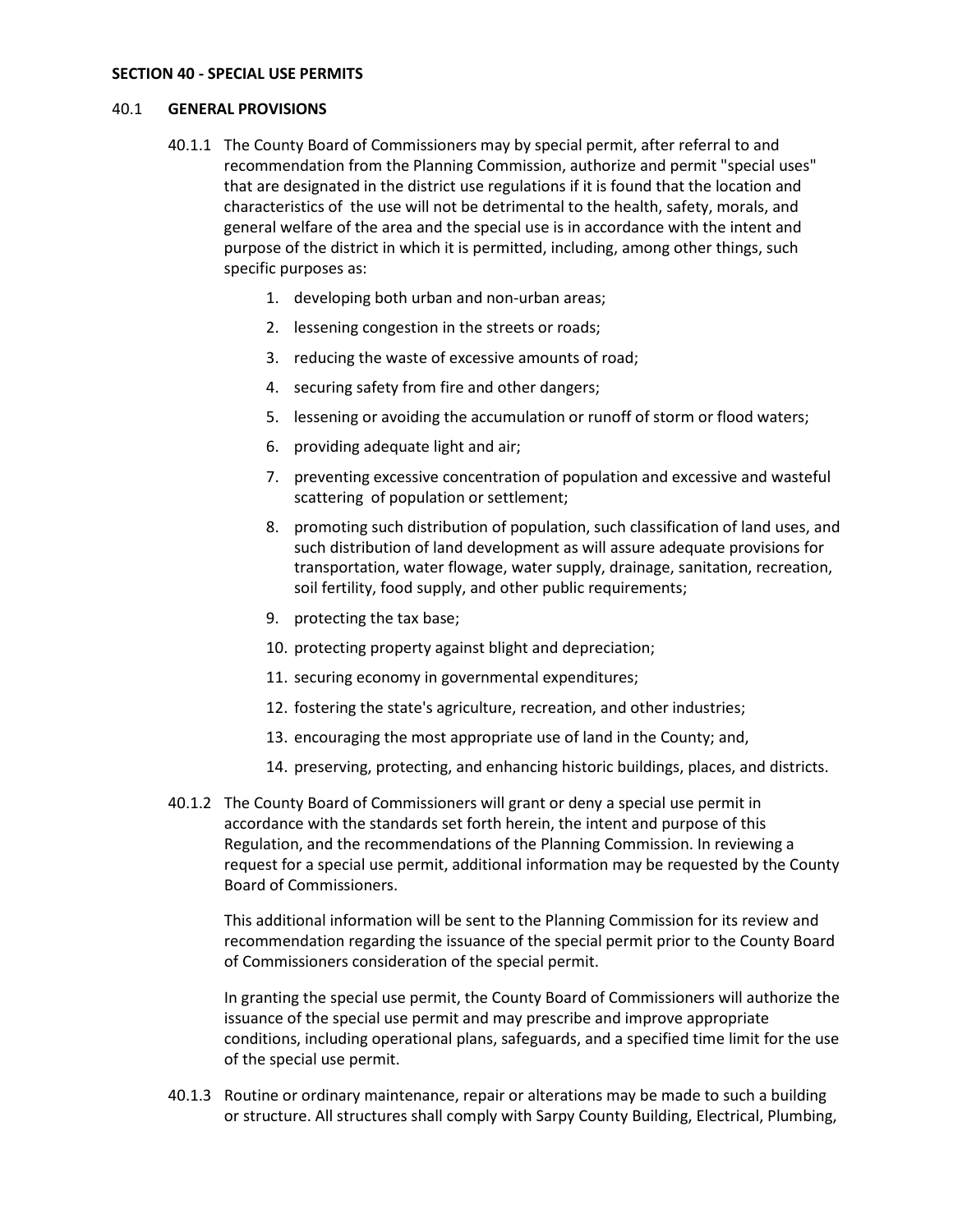**SECTION 40 - SPECIAL USE PERMITS**

40.1 **GENERAL PROVISIONS**

40.1.1 The County Board of Commissioners may by special permit, after referral to and recommendation from the Planning Commission, authorize and permit "special uses" that are designated in the district use regulations if it is found that the location and characteristics of the use will not be detrimental to the health, safety, morals, and general welfare of the area and the special use is in accordance with the intent and purpose of the district in which it is permitted, including, among other things, such specific purposes as:

1. developing both urban and non-urban areas;
2. lessening congestion in the streets or roads;
3. reducing the waste of excessive amounts of road;
4. securing safety from fire and other dangers;
5. lessening or avoiding the accumulation or runoff of storm or flood waters;
6. providing adequate light and air;
7. preventing excessive concentration of population and excessive and wasteful scattering of population or settlement;
8. promoting such distribution of population, such classification of land uses, and such distribution of land development as will assure adequate provisions for transportation, water flowage, water supply, drainage, sanitation, recreation, soil fertility, food supply, and other public requirements;
9. protecting the tax base;
10. protecting property against blight and depreciation;
11. securing economy in governmental expenditures;
12. fostering the state's agriculture, recreation, and other industries;
13. encouraging the most appropriate use of land in the County; and,
14. preserving, protecting, and enhancing historic buildings, places, and districts.

40.1.2 The County Board of Commissioners will grant or deny a special use permit in accordance with the standards set forth herein, the intent and purpose of this Regulation, and the recommendations of the Planning Commission. In reviewing a request for a special use permit, additional information may be requested by the County Board of Commissioners.

This additional information will be sent to the Planning Commission for its review and recommendation regarding the issuance of the special permit prior to the County Board of Commissioners consideration of the special permit.

In granting the special use permit, the County Board of Commissioners will authorize the issuance of the special use permit and may prescribe and improve appropriate conditions, including operational plans, safeguards, and a specified time limit for the use of the special use permit.

40.1.3 Routine or ordinary maintenance, repair or alterations may be made to such a building or structure. All structures shall comply with Sarpy County Building, Electrical, Plumbing,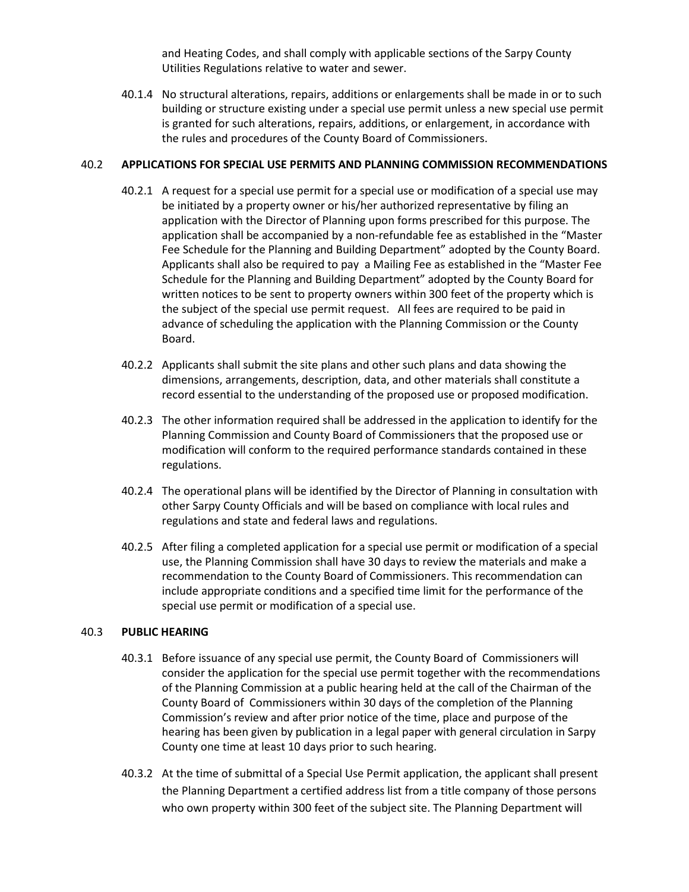and Heating Codes, and shall comply with applicable sections of the Sarpy County Utilities Regulations relative to water and sewer.

40.1.4 No structural alterations, repairs, additions or enlargements shall be made in or to such building or structure existing under a special use permit unless a new special use permit is granted for such alterations, repairs, additions, or enlargement, in accordance with the rules and procedures of the County Board of Commissioners.

## 40.2 APPLICATIONS FOR SPECIAL USE PERMITS AND PLANNING COMMISSION RECOMMENDATIONS

40.2.1 A request for a special use permit for a special use or modification of a special use may be initiated by a property owner or his/her authorized representative by filing an application with the Director of Planning upon forms prescribed for this purpose. The application shall be accompanied by a non-refundable fee as established in the "Master Fee Schedule for the Planning and Building Department" adopted by the County Board. Applicants shall also be required to pay a Mailing Fee as established in the "Master Fee Schedule for the Planning and Building Department" adopted by the County Board for written notices to be sent to property owners within 300 feet of the property which is the subject of the special use permit request. All fees are required to be paid in advance of scheduling the application with the Planning Commission or the County Board.

40.2.2 Applicants shall submit the site plans and other such plans and data showing the dimensions, arrangements, description, data, and other materials shall constitute a record essential to the understanding of the proposed use or proposed modification.

40.2.3 The other information required shall be addressed in the application to identify for the Planning Commission and County Board of Commissioners that the proposed use or modification will conform to the required performance standards contained in these regulations.

40.2.4 The operational plans will be identified by the Director of Planning in consultation with other Sarpy County Officials and will be based on compliance with local rules and regulations and state and federal laws and regulations.

40.2.5 After filing a completed application for a special use permit or modification of a special use, the Planning Commission shall have 30 days to review the materials and make a recommendation to the County Board of Commissioners. This recommendation can include appropriate conditions and a specified time limit for the performance of the special use permit or modification of a special use.

## 40.3 PUBLIC HEARING

40.3.1 Before issuance of any special use permit, the County Board of Commissioners will consider the application for the special use permit together with the recommendations of the Planning Commission at a public hearing held at the call of the Chairman of the County Board of Commissioners within 30 days of the completion of the Planning Commission's review and after prior notice of the time, place and purpose of the hearing has been given by publication in a legal paper with general circulation in Sarpy County one time at least 10 days prior to such hearing.

40.3.2 At the time of submittal of a Special Use Permit application, the applicant shall present the Planning Department a certified address list from a title company of those persons who own property within 300 feet of the subject site. The Planning Department will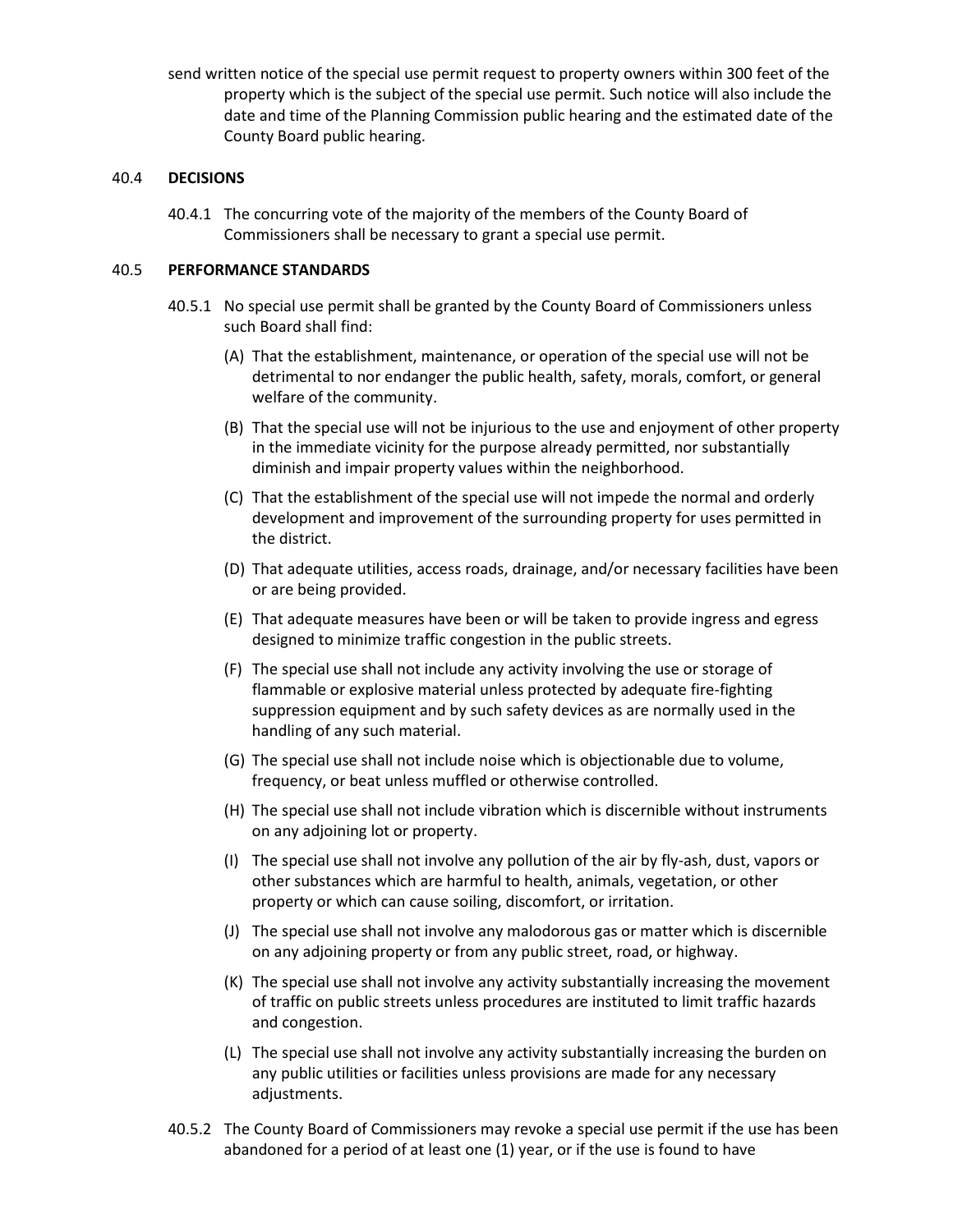send written notice of the special use permit request to property owners within 300 feet of the property which is the subject of the special use permit. Such notice will also include the date and time of the Planning Commission public hearing and the estimated date of the County Board public hearing.

40.4 **DECISIONS**

40.4.1 The concurring vote of the majority of the members of the County Board of Commissioners shall be necessary to grant a special use permit.

40.5 **PERFORMANCE STANDARDS**

40.5.1 No special use permit shall be granted by the County Board of Commissioners unless such Board shall find:

(A) That the establishment, maintenance, or operation of the special use will not be detrimental to nor endanger the public health, safety, morals, comfort, or general welfare of the community.

(B) That the special use will not be injurious to the use and enjoyment of other property in the immediate vicinity for the purpose already permitted, nor substantially diminish and impair property values within the neighborhood.

(C) That the establishment of the special use will not impede the normal and orderly development and improvement of the surrounding property for uses permitted in the district.

(D) That adequate utilities, access roads, drainage, and/or necessary facilities have been or are being provided.

(E) That adequate measures have been or will be taken to provide ingress and egress designed to minimize traffic congestion in the public streets.

(F) The special use shall not include any activity involving the use or storage of flammable or explosive material unless protected by adequate fire-fighting suppression equipment and by such safety devices as are normally used in the handling of any such material.

(G) The special use shall not include noise which is objectionable due to volume, frequency, or beat unless muffled or otherwise controlled.

(H) The special use shall not include vibration which is discernible without instruments on any adjoining lot or property.

(I) The special use shall not involve any pollution of the air by fly-ash, dust, vapors or other substances which are harmful to health, animals, vegetation, or other property or which can cause soiling, discomfort, or irritation.

(J) The special use shall not involve any malodorous gas or matter which is discernible on any adjoining property or from any public street, road, or highway.

(K) The special use shall not involve any activity substantially increasing the movement of traffic on public streets unless procedures are instituted to limit traffic hazards and congestion.

(L) The special use shall not involve any activity substantially increasing the burden on any public utilities or facilities unless provisions are made for any necessary adjustments.

40.5.2 The County Board of Commissioners may revoke a special use permit if the use has been abandoned for a period of at least one (1) year, or if the use is found to have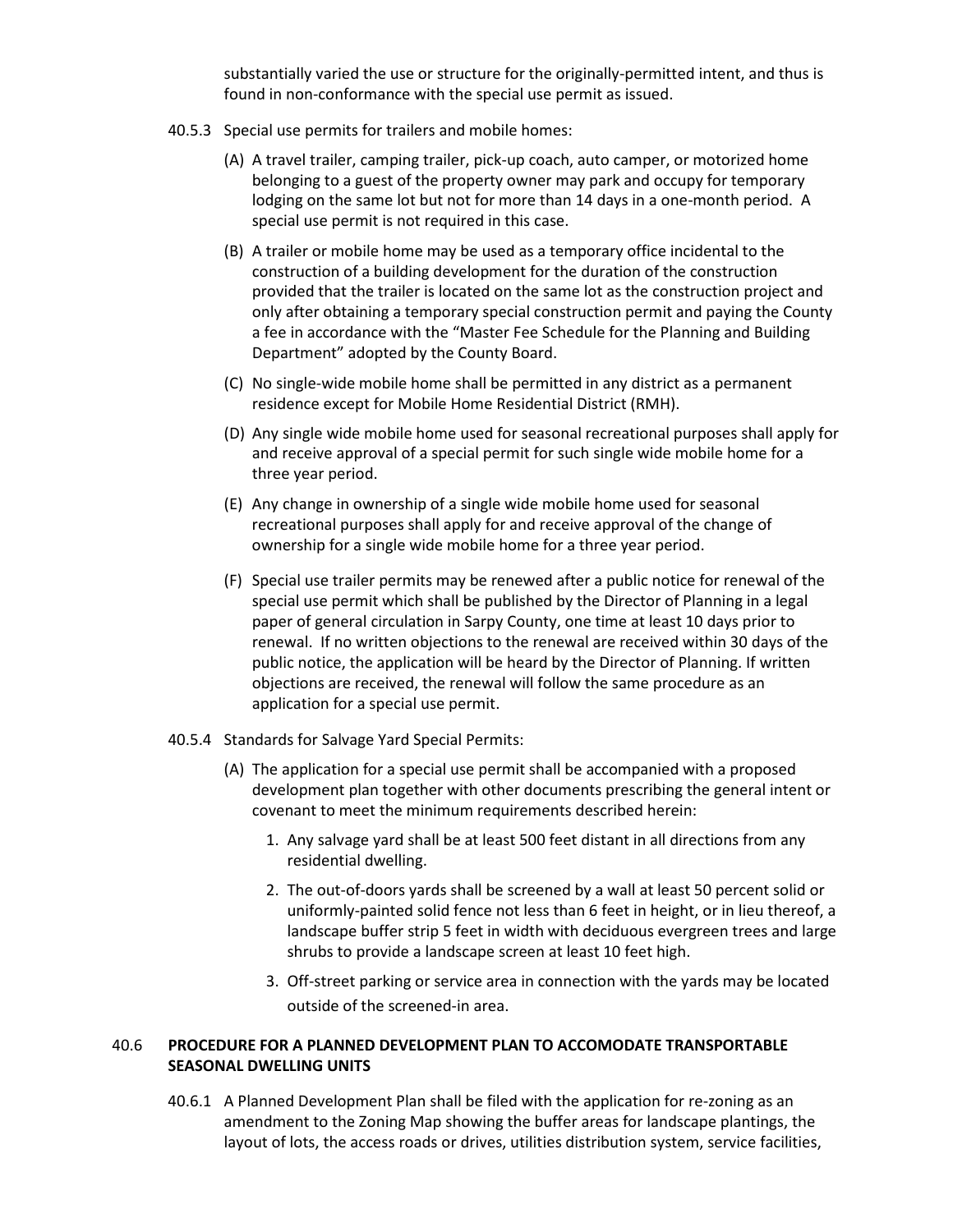substantially varied the use or structure for the originally-permitted intent, and thus is found in non-conformance with the special use permit as issued.

40.5.3 Special use permits for trailers and mobile homes:

(A) A travel trailer, camping trailer, pick-up coach, auto camper, or motorized home belonging to a guest of the property owner may park and occupy for temporary lodging on the same lot but not for more than 14 days in a one-month period. A special use permit is not required in this case.

(B) A trailer or mobile home may be used as a temporary office incidental to the construction of a building development for the duration of the construction provided that the trailer is located on the same lot as the construction project and only after obtaining a temporary special construction permit and paying the County a fee in accordance with the "Master Fee Schedule for the Planning and Building Department" adopted by the County Board.

(C) No single-wide mobile home shall be permitted in any district as a permanent residence except for Mobile Home Residential District (RMH).

(D) Any single wide mobile home used for seasonal recreational purposes shall apply for and receive approval of a special permit for such single wide mobile home for a three year period.

(E) Any change in ownership of a single wide mobile home used for seasonal recreational purposes shall apply for and receive approval of the change of ownership for a single wide mobile home for a three year period.

(F) Special use trailer permits may be renewed after a public notice for renewal of the special use permit which shall be published by the Director of Planning in a legal paper of general circulation in Sarpy County, one time at least 10 days prior to renewal. If no written objections to the renewal are received within 30 days of the public notice, the application will be heard by the Director of Planning. If written objections are received, the renewal will follow the same procedure as an application for a special use permit.

40.5.4 Standards for Salvage Yard Special Permits:

(A) The application for a special use permit shall be accompanied with a proposed development plan together with other documents prescribing the general intent or covenant to meet the minimum requirements described herein:

1. Any salvage yard shall be at least 500 feet distant in all directions from any residential dwelling.
2. The out-of-doors yards shall be screened by a wall at least 50 percent solid or uniformly-painted solid fence not less than 6 feet in height, or in lieu thereof, a landscape buffer strip 5 feet in width with deciduous evergreen trees and large shrubs to provide a landscape screen at least 10 feet high.
3. Off-street parking or service area in connection with the yards may be located outside of the screened-in area.

## 40.6 PROCEDURE FOR A PLANNED DEVELOPMENT PLAN TO ACCOMODATE TRANSPORTABLE SEASONAL DWELLING UNITS

40.6.1 A Planned Development Plan shall be filed with the application for re-zoning as an amendment to the Zoning Map showing the buffer areas for landscape plantings, the layout of lots, the access roads or drives, utilities distribution system, service facilities,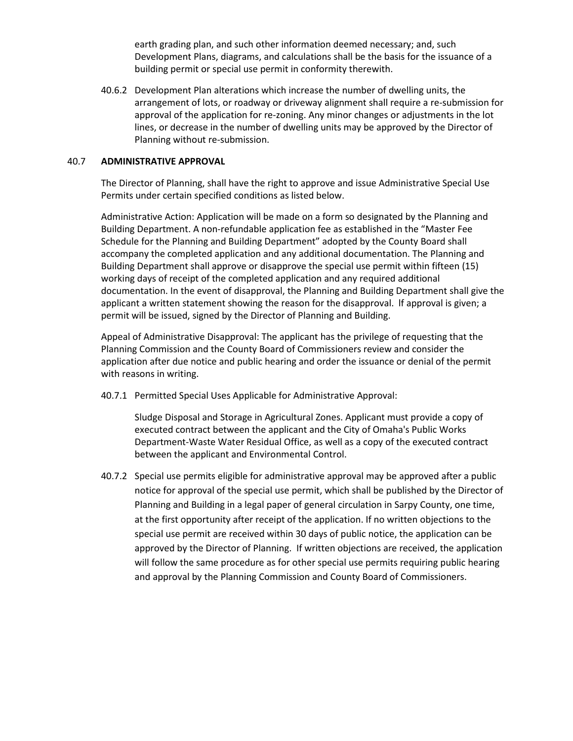earth grading plan, and such other information deemed necessary; and, such Development Plans, diagrams, and calculations shall be the basis for the issuance of a building permit or special use permit in conformity therewith.

40.6.2 Development Plan alterations which increase the number of dwelling units, the arrangement of lots, or roadway or driveway alignment shall require a re-submission for approval of the application for re-zoning. Any minor changes or adjustments in the lot lines, or decrease in the number of dwelling units may be approved by the Director of Planning without re-submission.

## 40.7 ADMINISTRATIVE APPROVAL

The Director of Planning, shall have the right to approve and issue Administrative Special Use Permits under certain specified conditions as listed below.

Administrative Action: Application will be made on a form so designated by the Planning and Building Department. A non-refundable application fee as established in the "Master Fee Schedule for the Planning and Building Department" adopted by the County Board shall accompany the completed application and any additional documentation. The Planning and Building Department shall approve or disapprove the special use permit within fifteen (15) working days of receipt of the completed application and any required additional documentation. In the event of disapproval, the Planning and Building Department shall give the applicant a written statement showing the reason for the disapproval. If approval is given; a permit will be issued, signed by the Director of Planning and Building.

Appeal of Administrative Disapproval: The applicant has the privilege of requesting that the Planning Commission and the County Board of Commissioners review and consider the application after due notice and public hearing and order the issuance or denial of the permit with reasons in writing.

40.7.1 Permitted Special Uses Applicable for Administrative Approval:

Sludge Disposal and Storage in Agricultural Zones. Applicant must provide a copy of executed contract between the applicant and the City of Omaha's Public Works Department-Waste Water Residual Office, as well as a copy of the executed contract between the applicant and Environmental Control.

40.7.2 Special use permits eligible for administrative approval may be approved after a public notice for approval of the special use permit, which shall be published by the Director of Planning and Building in a legal paper of general circulation in Sarpy County, one time, at the first opportunity after receipt of the application. If no written objections to the special use permit are received within 30 days of public notice, the application can be approved by the Director of Planning. If written objections are received, the application will follow the same procedure as for other special use permits requiring public hearing and approval by the Planning Commission and County Board of Commissioners.